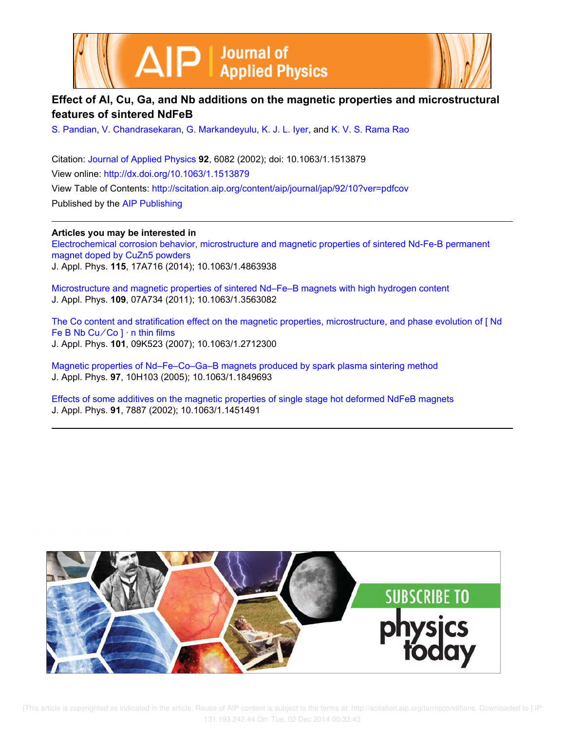# Effect of Al, Cu, Ga, and Nb additions on the magnetic properties and microstructural features of sintered NdFeB

S. Pandian, V. Chandrasekaran, G. Markandeyulu, K. J. L. Iyer, and K. V. S. Rama Rao

Citation: Journal of Applied Physics **92**, 6082 (2002); doi: 10.1063/1.1513879

View online: http://dx.doi.org/10.1063/1.1513879

View Table of Contents: http://scitation.aip.org/content/aip/journal/jap/92/10?ver=pdfcov

Published by the AIP Publishing

**Articles you may be interested in**

Electrochemical corrosion behavior, microstructure and magnetic properties of sintered Nd-Fe-B permanent magnet doped by CuZn5 powders
J. Appl. Phys. **115**, 17A716 (2014); 10.1063/1.4863938

Microstructure and magnetic properties of sintered Nd–Fe–B magnets with high hydrogen content
J. Appl. Phys. **109**, 07A734 (2011); 10.1063/1.3563082

The Co content and stratification effect on the magnetic properties, microstructure, and phase evolution of [ Nd Fe B Nb Cu ⁄ Co ] · n thin films
J. Appl. Phys. **101**, 09K523 (2007); 10.1063/1.2712300

Magnetic properties of Nd–Fe–Co–Ga–B magnets produced by spark plasma sintering method
J. Appl. Phys. **97**, 10H103 (2005); 10.1063/1.1849693

Effects of some additives on the magnetic properties of single stage hot deformed NdFeB magnets
J. Appl. Phys. **91**, 7887 (2002); 10.1063/1.1451491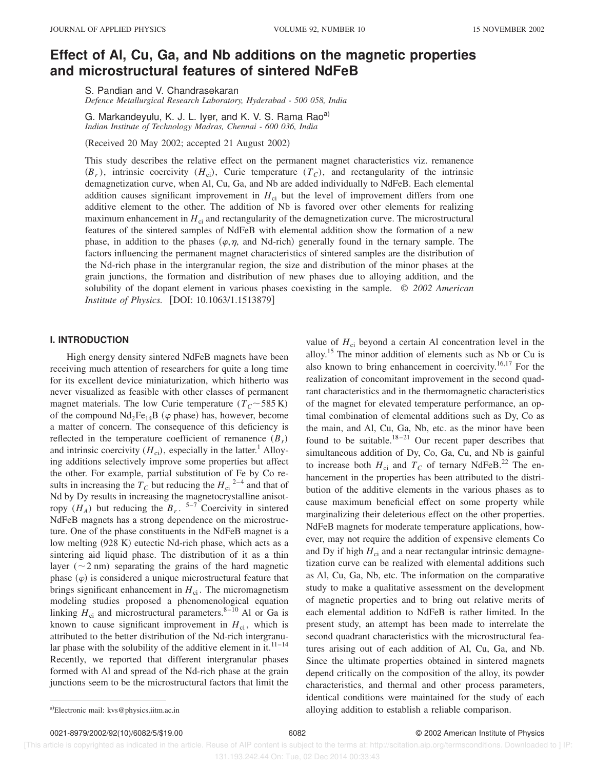# Effect of Al, Cu, Ga, and Nb additions on the magnetic properties and microstructural features of sintered NdFeB

S. Pandian and V. Chandrasekaran

*Defence Metallurgical Research Laboratory, Hyderabad - 500 058, India*

G. Markandeyulu, K. J. L. Iyer, and K. V. S. Rama Rao[a)]

*Indian Institute of Technology Madras, Chennai - 600 036, India*

(Received 20 May 2002; accepted 21 August 2002)

This study describes the relative effect on the permanent magnet characteristics viz. remanence ($B_r$), intrinsic coercivity ($H_{ci}$), Curie temperature ($T_C$), and rectangularity of the intrinsic demagnetization curve, when Al, Cu, Ga, and Nb are added individually to NdFeB. Each elemental addition causes significant improvement in $H_{ci}$ but the level of improvement differs from one additive element to the other. The addition of Nb is favored over other elements for realizing maximum enhancement in $H_{ci}$ and rectangularity of the demagnetization curve. The microstructural features of the sintered samples of NdFeB with elemental addition show the formation of a new phase, in addition to the phases ($\varphi, \eta$, and Nd-rich) generally found in the ternary sample. The factors influencing the permanent magnet characteristics of sintered samples are the distribution of the Nd-rich phase in the intergranular region, the size and distribution of the minor phases at the grain junctions, the formation and distribution of new phases due to alloying addition, and the solubility of the dopant element in various phases coexisting in the sample. © *2002 American Institute of Physics.* [DOI: 10.1063/1.1513879]

## I. INTRODUCTION

High energy density sintered NdFeB magnets have been receiving much attention of researchers for quite a long time for its excellent device miniaturization, which hitherto was never visualized as feasible with other classes of permanent magnet materials. The low Curie temperature ($T_C \sim 585$ K) of the compound $Nd_2Fe_{14}B$ ($\varphi$ phase) has, however, become a matter of concern. The consequence of this deficiency is reflected in the temperature coefficient of remanence ($B_r$) and intrinsic coercivity ($H_{ci}$), especially in the latter.[1] Alloying additions selectively improve some properties but affect the other. For example, partial substitution of Fe by Co results in increasing the $T_C$ but reducing the $H_{ci}$ [2–4] and that of Nd by Dy results in increasing the magnetocrystalline anisotropy ($H_A$) but reducing the $B_r$. [5–7] Coercivity in sintered NdFeB magnets has a strong dependence on the microstructure. One of the phase constituents in the NdFeB magnet is a low melting (928 K) eutectic Nd-rich phase, which acts as a sintering aid liquid phase. The distribution of it as a thin layer (~2 nm) separating the grains of the hard magnetic phase ($\varphi$) is considered a unique microstructural feature that brings significant enhancement in $H_{ci}$. The micromagnetism modeling studies proposed a phenomenological equation linking $H_{ci}$ and microstructural parameters.[8–10] Al or Ga is known to cause significant improvement in $H_{ci}$, which is attributed to the better distribution of the Nd-rich intergranular phase with the solubility of the additive element in it.[11–14] Recently, we reported that different intergranular phases formed with Al and spread of the Nd-rich phase at the grain junctions seem to be the microstructural factors that limit the value of $H_{ci}$ beyond a certain Al concentration level in the alloy.[15] The minor addition of elements such as Nb or Cu is also known to bring enhancement in coercivity.[16,17] For the realization of concomitant improvement in the second quadrant characteristics and in the thermomagnetic characteristics of the magnet for elevated temperature performance, an optimal combination of elemental additions such as Dy, Co as the main, and Al, Cu, Ga, Nb, etc. as the minor have been found to be suitable.[18–21] Our recent paper describes that simultaneous addition of Dy, Co, Ga, Cu, and Nb is gainful to increase both $H_{ci}$ and $T_C$ of ternary NdFeB.[22] The enhancement in the properties has been attributed to the distribution of the additive elements in the various phases as to cause maximum beneficial effect on some property while marginalizing their deleterious effect on the other properties. NdFeB magnets for moderate temperature applications, however, may not require the addition of expensive elements Co and Dy if high $H_{ci}$ and a near rectangular intrinsic demagnetization curve can be realized with elemental additions such as Al, Cu, Ga, Nb, etc. The information on the comparative study to make a qualitative assessment on the development of magnetic properties and to bring out relative merits of each elemental addition to NdFeB is rather limited. In the present study, an attempt has been made to interrelate the second quadrant characteristics with the microstructural features arising out of each addition of Al, Cu, Ga, and Nb. Since the ultimate properties obtained in sintered magnets depend critically on the composition of the alloy, its powder characteristics, and thermal and other process parameters, identical conditions were maintained for the study of each alloying addition to establish a reliable comparison.

[a)]Electronic mail: kvs@physics.iitm.ac.in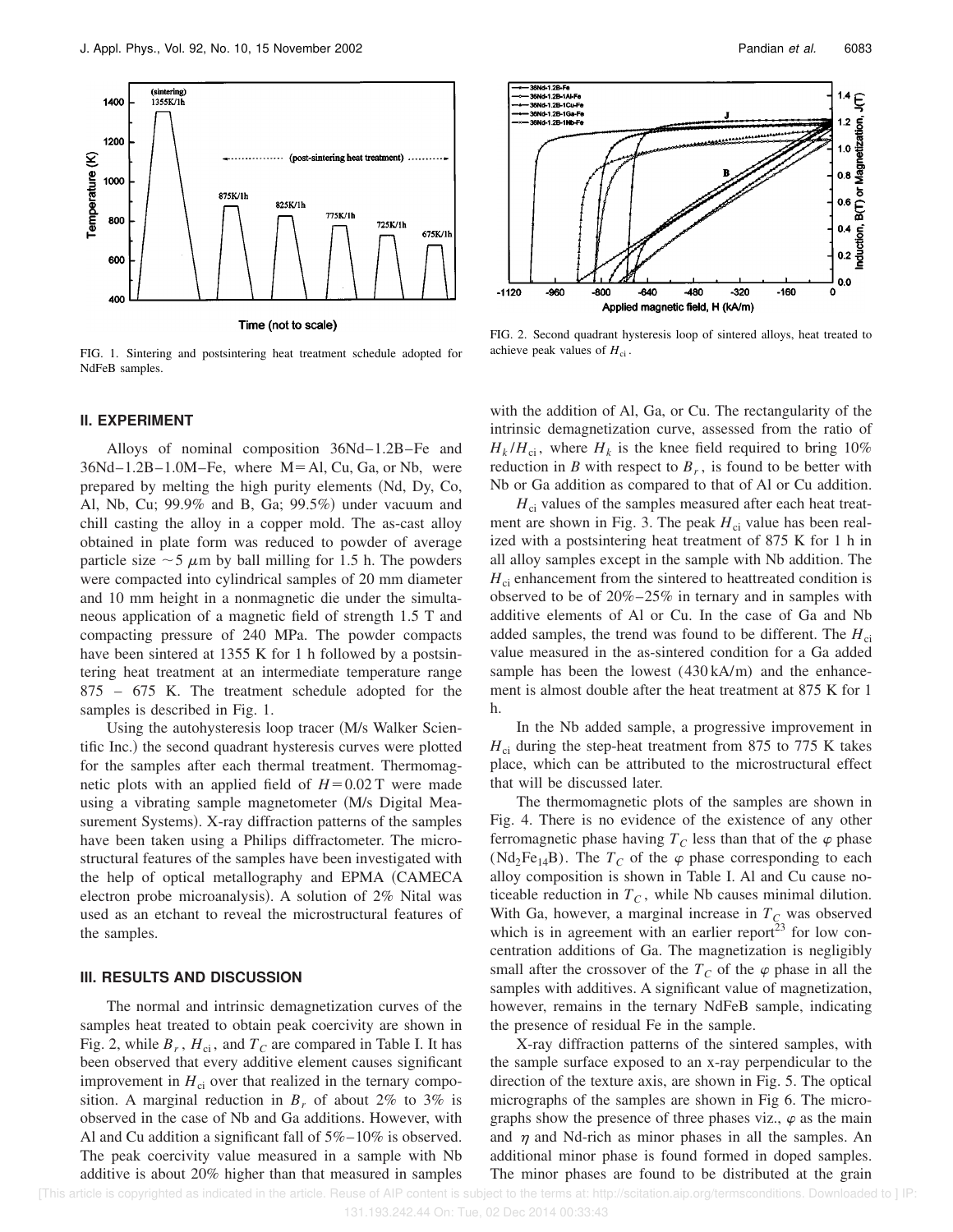FIG. 1. Sintering and postsintering heat treatment schedule adopted for NdFeB samples.

FIG. 2. Second quadrant hysteresis loop of sintered alloys, heat treated to achieve peak values of $H_{ci}$.

## II. EXPERIMENT

Alloys of nominal composition 36Nd–1.2B–Fe and 36Nd–1.2B–1.0M–Fe, where M = Al, Cu, Ga, or Nb, were prepared by melting the high purity elements (Nd, Dy, Co, Al, Nb, Cu; 99.9% and B, Ga; 99.5%) under vacuum and chill casting the alloy in a copper mold. The as-cast alloy obtained in plate form was reduced to powder of average particle size ~5 μm by ball milling for 1.5 h. The powders were compacted into cylindrical samples of 20 mm diameter and 10 mm height in a nonmagnetic die under the simultaneous application of a magnetic field of strength 1.5 T and compacting pressure of 240 MPa. The powder compacts have been sintered at 1355 K for 1 h followed by a postsintering heat treatment at an intermediate temperature range 875 – 675 K. The treatment schedule adopted for the samples is described in Fig. 1.

Using the autohysteresis loop tracer (M/s Walker Scientific Inc.) the second quadrant hysteresis curves were plotted for the samples after each thermal treatment. Thermomagnetic plots with an applied field of $H = 0.02$ T were made using a vibrating sample magnetometer (M/s Digital Measurement Systems). X-ray diffraction patterns of the samples have been taken using a Philips diffractometer. The microstructural features of the samples have been investigated with the help of optical metallography and EPMA (CAMECA electron probe microanalysis). A solution of 2% Nital was used as an etchant to reveal the microstructural features of the samples.

## III. RESULTS AND DISCUSSION

The normal and intrinsic demagnetization curves of the samples heat treated to obtain peak coercivity are shown in Fig. 2, while $B_r$, $H_{ci}$, and $T_C$ are compared in Table I. It has been observed that every additive element causes significant improvement in $H_{ci}$ over that realized in the ternary composition. A marginal reduction in $B_r$ of about 2% to 3% is observed in the case of Nb and Ga additions. However, with Al and Cu addition a significant fall of 5%–10% is observed. The peak coercivity value measured in a sample with Nb additive is about 20% higher than that measured in samples with the addition of Al, Ga, or Cu. The rectangularity of the intrinsic demagnetization curve, assessed from the ratio of $H_k/H_{ci}$, where $H_k$ is the knee field required to bring 10% reduction in $B$ with respect to $B_r$, is found to be better with Nb or Ga addition as compared to that of Al or Cu addition.

$H_{ci}$ values of the samples measured after each heat treatment are shown in Fig. 3. The peak $H_{ci}$ value has been realized with a postsintering heat treatment of 875 K for 1 h in all alloy samples except in the sample with Nb addition. The $H_{ci}$ enhancement from the sintered to heattreated condition is observed to be of 20%–25% in ternary and in samples with additive elements of Al or Cu. In the case of Ga and Nb added samples, the trend was found to be different. The $H_{ci}$ value measured in the as-sintered condition for a Ga added sample has been the lowest (430 kA/m) and the enhancement is almost double after the heat treatment at 875 K for 1 h.

In the Nb added sample, a progressive improvement in $H_{ci}$ during the step-heat treatment from 875 to 775 K takes place, which can be attributed to the microstructural effect that will be discussed later.

The thermomagnetic plots of the samples are shown in Fig. 4. There is no evidence of the existence of any other ferromagnetic phase having $T_C$ less than that of the $\varphi$ phase ($Nd_2Fe_{14}B$). The $T_C$ of the $\varphi$ phase corresponding to each alloy composition is shown in Table I. Al and Cu cause noticeable reduction in $T_C$, while Nb causes minimal dilution. With Ga, however, a marginal increase in $T_C$ was observed which is in agreement with an earlier report[23] for low concentration additions of Ga. The magnetization is negligibly small after the crossover of the $T_C$ of the $\varphi$ phase in all the samples with additives. A significant value of magnetization, however, remains in the ternary NdFeB sample, indicating the presence of residual Fe in the sample.

X-ray diffraction patterns of the sintered samples, with the sample surface exposed to an x-ray perpendicular to the direction of the texture axis, are shown in Fig. 5. The optical micrographs of the samples are shown in Fig 6. The micrographs show the presence of three phases viz., $\varphi$ as the main and $\eta$ and Nd-rich as minor phases in all the samples. An additional minor phase is found formed in doped samples. The minor phases are found to be distributed at the grain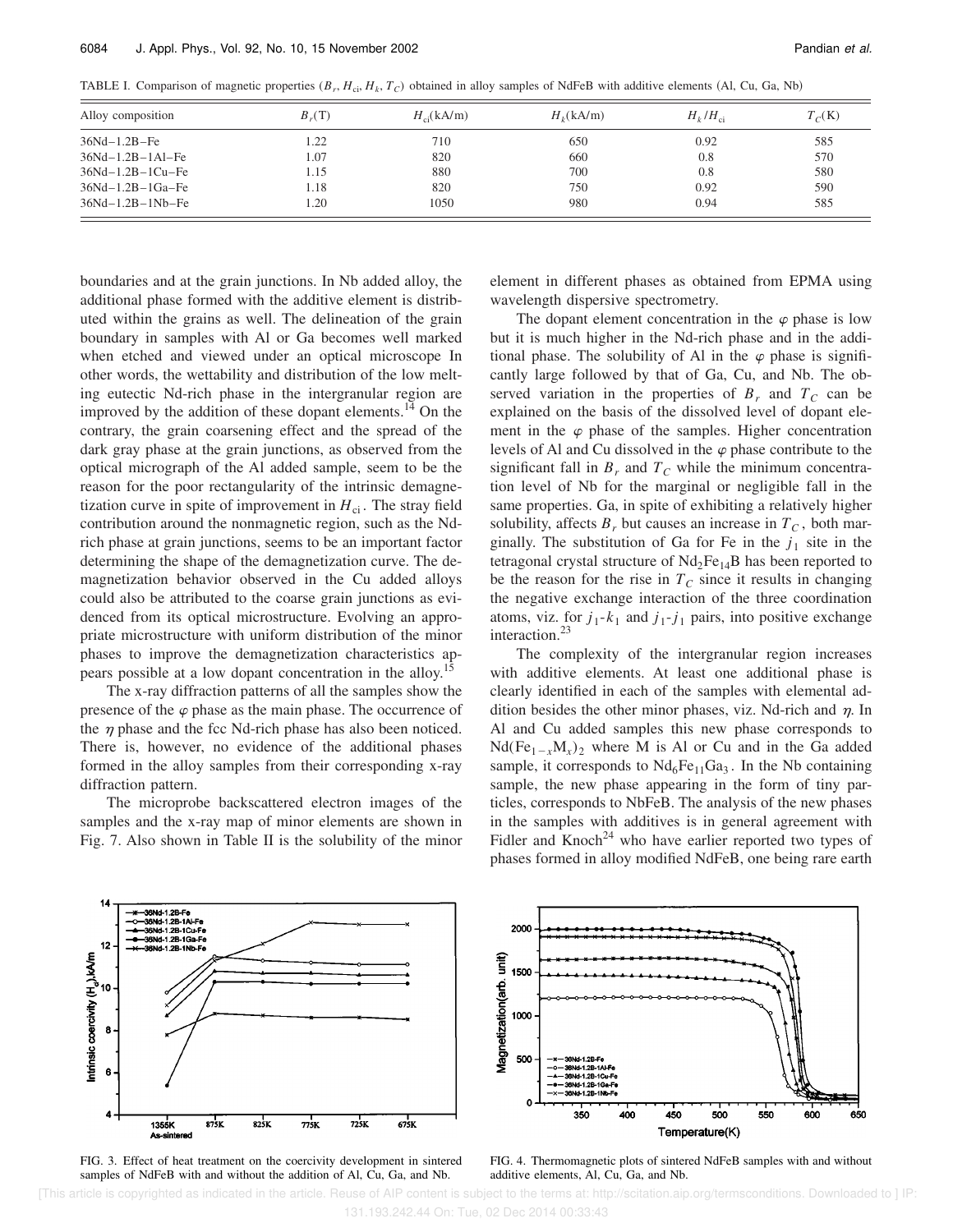TABLE I. Comparison of magnetic properties ($B_r$, $H_{ci}$, $H_k$, $T_C$) obtained in alloy samples of NdFeB with additive elements (Al, Cu, Ga, Nb)

| Alloy composition | $B_r$(T) | $H_{ci}$(kA/m) | $H_k$(kA/m) | $H_k/H_{ci}$ | $T_C$(K) |
|---|---|---|---|---|---|
| 36Nd–1.2B–Fe | 1.22 | 710 | 650 | 0.92 | 585 |
| 36Nd–1.2B–1Al–Fe | 1.07 | 820 | 660 | 0.8 | 570 |
| 36Nd–1.2B–1Cu–Fe | 1.15 | 880 | 700 | 0.8 | 580 |
| 36Nd–1.2B–1Ga–Fe | 1.18 | 820 | 750 | 0.92 | 590 |
| 36Nd–1.2B–1Nb–Fe | 1.20 | 1050 | 980 | 0.94 | 585 |

boundaries and at the grain junctions. In Nb added alloy, the additional phase formed with the additive element is distributed within the grains as well. The delineation of the grain boundary in samples with Al or Ga becomes well marked when etched and viewed under an optical microscope In other words, the wettability and distribution of the low melting eutectic Nd-rich phase in the intergranular region are improved by the addition of these dopant elements.[14] On the contrary, the grain coarsening effect and the spread of the dark gray phase at the grain junctions, as observed from the optical micrograph of the Al added sample, seem to be the reason for the poor rectangularity of the intrinsic demagnetization curve in spite of improvement in $H_{ci}$. The stray field contribution around the nonmagnetic region, such as the Nd-rich phase at grain junctions, seems to be an important factor determining the shape of the demagnetization curve. The demagnetization behavior observed in the Cu added alloys could also be attributed to the coarse grain junctions as evidenced from its optical microstructure. Evolving an appropriate microstructure with uniform distribution of the minor phases to improve the demagnetization characteristics appears possible at a low dopant concentration in the alloy.[15]

The x-ray diffraction patterns of all the samples show the presence of the $\varphi$ phase as the main phase. The occurrence of the $\eta$ phase and the fcc Nd-rich phase has also been noticed. There is, however, no evidence of the additional phases formed in the alloy samples from their corresponding x-ray diffraction pattern.

The microprobe backscattered electron images of the samples and the x-ray map of minor elements are shown in Fig. 7. Also shown in Table II is the solubility of the minor element in different phases as obtained from EPMA using wavelength dispersive spectrometry.

The dopant element concentration in the $\varphi$ phase is low but it is much higher in the Nd-rich phase and in the additional phase. The solubility of Al in the $\varphi$ phase is significantly large followed by that of Ga, Cu, and Nb. The observed variation in the properties of $B_r$ and $T_C$ can be explained on the basis of the dissolved level of dopant element in the $\varphi$ phase of the samples. Higher concentration levels of Al and Cu dissolved in the $\varphi$ phase contribute to the significant fall in $B_r$ and $T_C$ while the minimum concentration level of Nb for the marginal or negligible fall in the same properties. Ga, in spite of exhibiting a relatively higher solubility, affects $B_r$ but causes an increase in $T_C$, both marginally. The substitution of Ga for Fe in the $j_1$ site in the tetragonal crystal structure of $Nd_2Fe_{14}B$ has been reported to be the reason for the rise in $T_C$ since it results in changing the negative exchange interaction of the three coordination atoms, viz. for $j_1$-$k_1$ and $j_1$-$j_1$ pairs, into positive exchange interaction.[23]

The complexity of the intergranular region increases with additive elements. At least one additional phase is clearly identified in each of the samples with elemental addition besides the other minor phases, viz. Nd-rich and $\eta$. In Al and Cu added samples this new phase corresponds to $Nd(Fe_{1-x}M_x)_2$ where M is Al or Cu and in the Ga added sample, it corresponds to $Nd_6Fe_{11}Ga_3$. In the Nb containing sample, the new phase appearing in the form of tiny particles, corresponds to NbFeB. The analysis of the new phases in the samples with additives is in general agreement with Fidler and Knoch[24] who have earlier reported two types of phases formed in alloy modified NdFeB, one being rare earth

FIG. 3. Effect of heat treatment on the coercivity development in sintered samples of NdFeB with and without the addition of Al, Cu, Ga, and Nb.

FIG. 4. Thermomagnetic plots of sintered NdFeB samples with and without additive elements, Al, Cu, Ga, and Nb.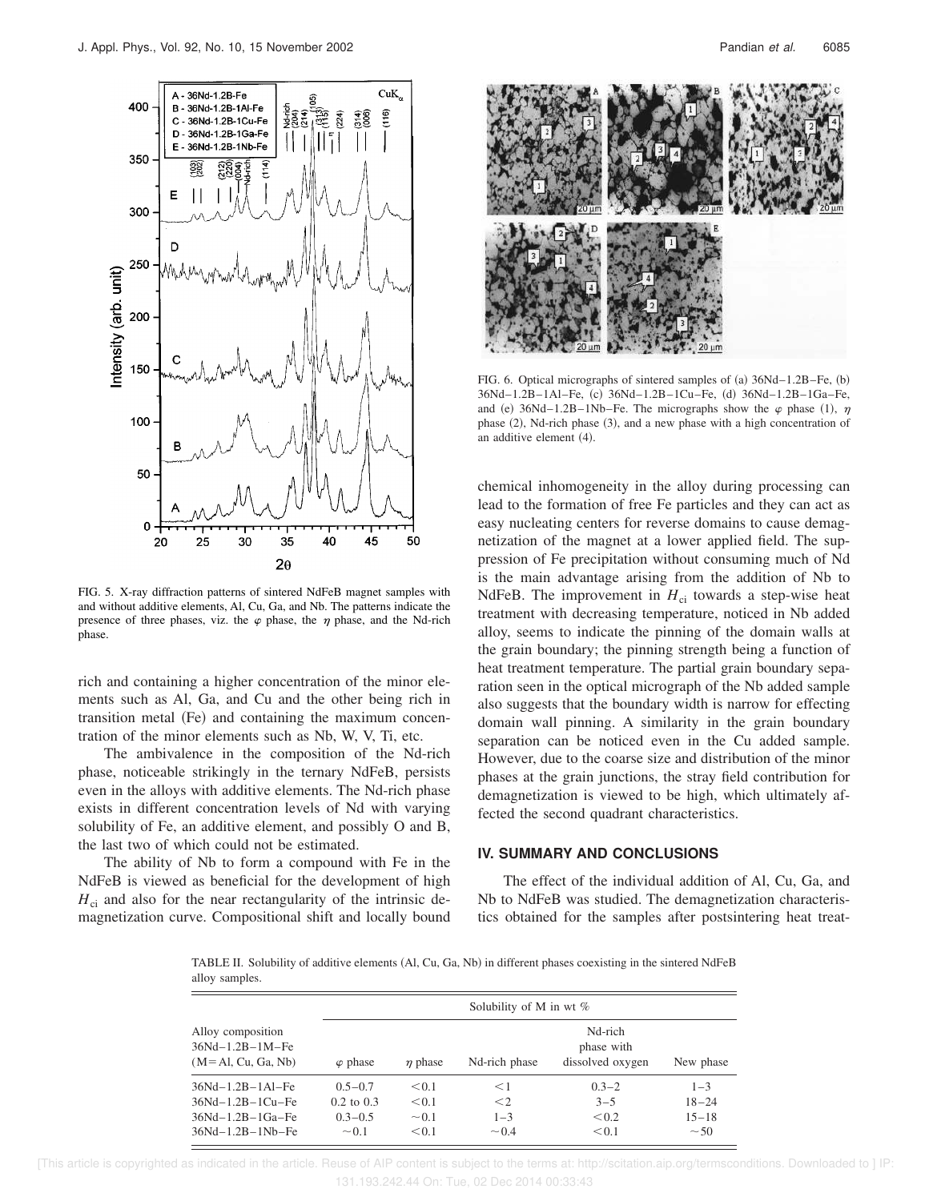A - 36Nd-1.2B-Fe
B - 36Nd-1.2B-1Al-Fe
C - 36Nd-1.2B-1Cu-Fe
D - 36Nd-1.2B-1Ga-Fe
E - 36Nd-1.2B-1Nb-Fe

CuK$_\alpha$

Intensity (arb. unit)

2θ

FIG. 5. X-ray diffraction patterns of sintered NdFeB magnet samples with and without additive elements, Al, Cu, Ga, and Nb. The patterns indicate the presence of three phases, viz. the $\varphi$ phase, the $\eta$ phase, and the Nd-rich phase.

FIG. 6. Optical micrographs of sintered samples of (a) 36Nd–1.2B–Fe, (b) 36Nd–1.2B–1Al–Fe, (c) 36Nd–1.2B–1Cu–Fe, (d) 36Nd–1.2B–1Ga–Fe, and (e) 36Nd–1.2B–1Nb–Fe. The micrographs show the $\varphi$ phase (1), $\eta$ phase (2), Nd-rich phase (3), and a new phase with a high concentration of an additive element (4).

rich and containing a higher concentration of the minor elements such as Al, Ga, and Cu and the other being rich in transition metal (Fe) and containing the maximum concentration of the minor elements such as Nb, W, V, Ti, etc.

The ambivalence in the composition of the Nd-rich phase, noticeable strikingly in the ternary NdFeB, persists even in the alloys with additive elements. The Nd-rich phase exists in different concentration levels of Nd with varying solubility of Fe, an additive element, and possibly O and B, the last two of which could not be estimated.

The ability of Nb to form a compound with Fe in the NdFeB is viewed as beneficial for the development of high $H_{ci}$ and also for the near rectangularity of the intrinsic demagnetization curve. Compositional shift and locally bound chemical inhomogeneity in the alloy during processing can lead to the formation of free Fe particles and they can act as easy nucleating centers for reverse domains to cause demagnetization of the magnet at a lower applied field. The suppression of Fe precipitation without consuming much of Nd is the main advantage arising from the addition of Nb to NdFeB. The improvement in $H_{ci}$ towards a step-wise heat treatment with decreasing temperature, noticed in Nb added alloy, seems to indicate the pinning of the domain walls at the grain boundary; the pinning strength being a function of heat treatment temperature. The partial grain boundary separation seen in the optical micrograph of the Nb added sample also suggests that the boundary width is narrow for effecting domain wall pinning. A similarity in the grain boundary separation can be noticed even in the Cu added sample. However, due to the coarse size and distribution of the minor phases at the grain junctions, the stray field contribution for demagnetization is viewed to be high, which ultimately affected the second quadrant characteristics.

## IV. SUMMARY AND CONCLUSIONS

The effect of the individual addition of Al, Cu, Ga, and Nb to NdFeB was studied. The demagnetization characteristics obtained for the samples after postsintering heat treat-

TABLE II. Solubility of additive elements (Al, Cu, Ga, Nb) in different phases coexisting in the sintered NdFeB alloy samples.

| Alloy composition 36Nd–1.2B–1M–Fe (M=Al, Cu, Ga, Nb) | Solubility of M in wt % | | | | |
|---|---|---|---|---|---|
| | $\varphi$ phase | $\eta$ phase | Nd-rich phase | Nd-rich phase with dissolved oxygen | New phase |
| 36Nd–1.2B–1Al–Fe | 0.5–0.7 | <0.1 | <1 | 0.3–2 | 1–3 |
| 36Nd–1.2B–1Cu–Fe | 0.2 to 0.3 | <0.1 | <2 | 3–5 | 18–24 |
| 36Nd–1.2B–1Ga–Fe | 0.3–0.5 | ~0.1 | 1–3 | <0.2 | 15–18 |
| 36Nd–1.2B–1Nb–Fe | ~0.1 | <0.1 | ~0.4 | <0.1 | ~50 |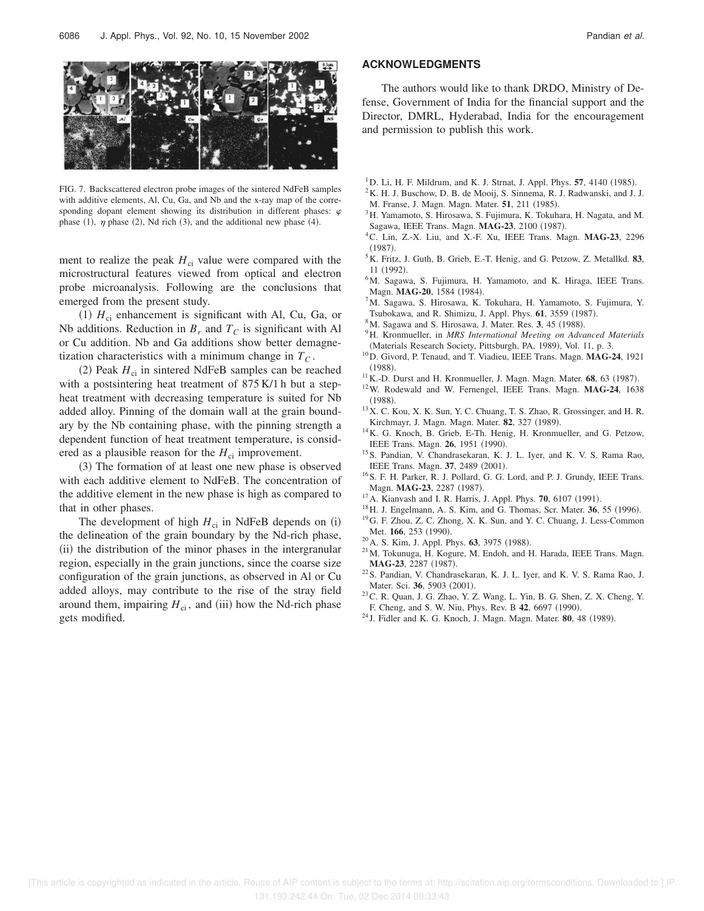FIG. 7. Backscattered electron probe images of the sintered NdFeB samples with additive elements, Al, Cu, Ga, and Nb and the x-ray map of the corresponding dopant element showing its distribution in different phases: $\varphi$ phase (1), $\eta$ phase (2), Nd rich (3), and the additional new phase (4).

ment to realize the peak $H_{ci}$ value were compared with the microstructural features viewed from optical and electron probe microanalysis. Following are the conclusions that emerged from the present study.

(1) $H_{ci}$ enhancement is significant with Al, Cu, Ga, or Nb additions. Reduction in $B_r$ and $T_C$ is significant with Al or Cu addition. Nb and Ga additions show better demagnetization characteristics with a minimum change in $T_C$.

(2) Peak $H_{ci}$ in sintered NdFeB samples can be reached with a postsintering heat treatment of 875 K/1 h but a step-heat treatment with decreasing temperature is suited for Nb added alloy. Pinning of the domain wall at the grain boundary by the Nb containing phase, with the pinning strength a dependent function of heat treatment temperature, is considered as a plausible reason for the $H_{ci}$ improvement.

(3) The formation of at least one new phase is observed with each additive element to NdFeB. The concentration of the additive element in the new phase is high as compared to that in other phases.

The development of high $H_{ci}$ in NdFeB depends on (i) the delineation of the grain boundary by the Nd-rich phase, (ii) the distribution of the minor phases in the intergranular region, especially in the grain junctions, since the coarse size configuration of the grain junctions, as observed in Al or Cu added alloys, may contribute to the rise of the stray field around them, impairing $H_{ci}$, and (iii) how the Nd-rich phase gets modified.

## ACKNOWLEDGMENTS

The authors would like to thank DRDO, Ministry of Defense, Government of India for the financial support and the Director, DMRL, Hyderabad, India for the encouragement and permission to publish this work.

[1] D. Li, H. F. Mildrum, and K. J. Strnat, J. Appl. Phys. **57**, 4140 (1985).
[2] K. H. J. Buschow, D. B. de Mooij, S. Sinnema, R. J. Radwanski, and J. J. M. Franse, J. Magn. Magn. Mater. **51**, 211 (1985).
[3] H. Yamamoto, S. Hirosawa, S. Fujimura, K. Tokuhara, H. Nagata, and M. Sagawa, IEEE Trans. Magn. **MAG-23**, 2100 (1987).
[4] C. Lin, Z.-X. Liu, and X.-F. Xu, IEEE Trans. Magn. **MAG-23**, 2296 (1987).
[5] K. Fritz, J. Guth, B. Grieb, E.-T. Henig, and G. Petzow, Z. Metallkd. **83**, 11 (1992).
[6] M. Sagawa, S. Fujimura, H. Yamamoto, and K. Hiraga, IEEE Trans. Magn. **MAG-20**, 1584 (1984).
[7] M. Sagawa, S. Hirosawa, K. Tokuhara, H. Yamamoto, S. Fujimura, Y. Tsubokawa, and R. Shimizu, J. Appl. Phys. **61**, 3559 (1987).
[8] M. Sagawa and S. Hirosawa, J. Mater. Res. **3**, 45 (1988).
[9] H. Kronmueller, in *MRS International Meeting on Advanced Materials* (Materials Research Society, Pittsburgh, PA, 1989), Vol. 11, p. 3.
[10] D. Givord, P. Tenaud, and T. Viadieu, IEEE Trans. Magn. **MAG-24**, 1921 (1988).
[11] K.-D. Durst and H. Kronmueller, J. Magn. Magn. Mater. **68**, 63 (1987).
[12] W. Rodewald and W. Fernengel, IEEE Trans. Magn. **MAG-24**, 1638 (1988).
[13] X. C. Kou, X. K. Sun, Y. C. Chuang, T. S. Zhao, R. Grossinger, and H. R. Kirchmayr, J. Magn. Magn. Mater. **82**, 327 (1989).
[14] K. G. Knoch, B. Grieb, E-Th. Henig, H. Kronmueller, and G. Petzow, IEEE Trans. Magn. **26**, 1951 (1990).
[15] S. Pandian, V. Chandrasekaran, K. J. L. Iyer, and K. V. S. Rama Rao, IEEE Trans. Magn. **37**, 2489 (2001).
[16] S. F. H. Parker, R. J. Pollard, G. G. Lord, and P. J. Grundy, IEEE Trans. Magn. **MAG-23**, 2287 (1987).
[17] A. Kianvash and I. R. Harris, J. Appl. Phys. **70**, 6107 (1991).
[18] H. J. Engelmann, A. S. Kim, and G. Thomas, Scr. Mater. **36**, 55 (1996).
[19] G. F. Zhou, Z. C. Zhong, X. K. Sun, and Y. C. Chuang, J. Less-Common Met. **166**, 253 (1990).
[20] A. S. Kim, J. Appl. Phys. **63**, 3975 (1988).
[21] M. Tokunuga, H. Kogure, M. Endoh, and H. Harada, IEEE Trans. Magn. **MAG-23**, 2287 (1987).
[22] S. Pandian, V. Chandrasekaran, K. J. L. Iyer, and K. V. S. Rama Rao, J. Mater. Sci. **36**, 5903 (2001).
[23] C. R. Quan, J. G. Zhao, Y. Z. Wang, L. Yin, B. G. Shen, Z. X. Cheng, Y. F. Cheng, and S. W. Niu, Phys. Rev. B **42**, 6697 (1990).
[24] J. Fidler and K. G. Knoch, J. Magn. Magn. Mater. **80**, 48 (1989).